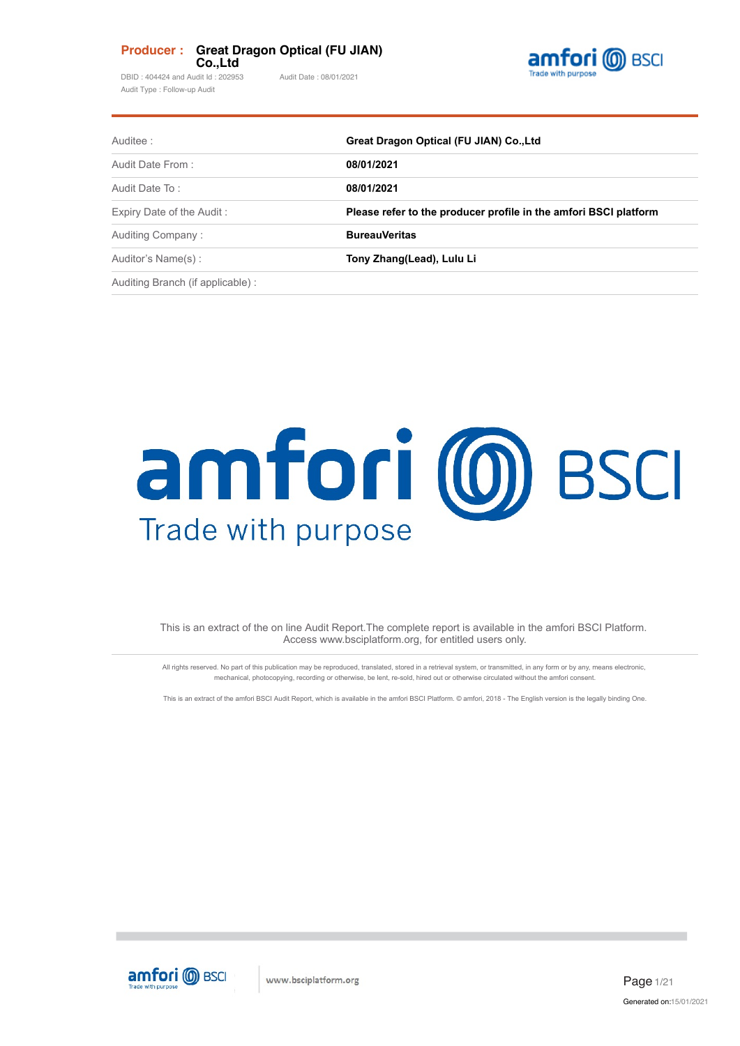**Producer : Great Dragon Optical (FU JIAN) Co.,Ltd**

DBID : 404424 and Audit Id : 202953 Audit Date : 08/01/2021

Audit Type : Follow-up Audit

| | |
|---|---|
| Auditee : | **Great Dragon Optical (FU JIAN) Co.,Ltd** |
| Audit Date From : | **08/01/2021** |
| Audit Date To : | **08/01/2021** |
| Expiry Date of the Audit : | **Please refer to the producer profile in the amfori BSCI platform** |
| Auditing Company : | **BureauVeritas** |
| Auditor's Name(s) : | **Tony Zhang(Lead), Lulu Li** |
| Auditing Branch (if applicable) : | |

# amfori BSCI

Trade with purpose

This is an extract of the on line Audit Report.The complete report is available in the amfori BSCI Platform. Access www.bsciplatform.org, for entitled users only.

All rights reserved. No part of this publication may be reproduced, translated, stored in a retrieval system, or transmitted, in any form or by any, means electronic, mechanical, photocopying, recording or otherwise, be lent, re-sold, hired out or otherwise circulated without the amfori consent.

This is an extract of the amfori BSCI Audit Report, which is available in the amfori BSCI Platform. © amfori, 2018 - The English version is the legally binding One.

Generated on:15/01/2021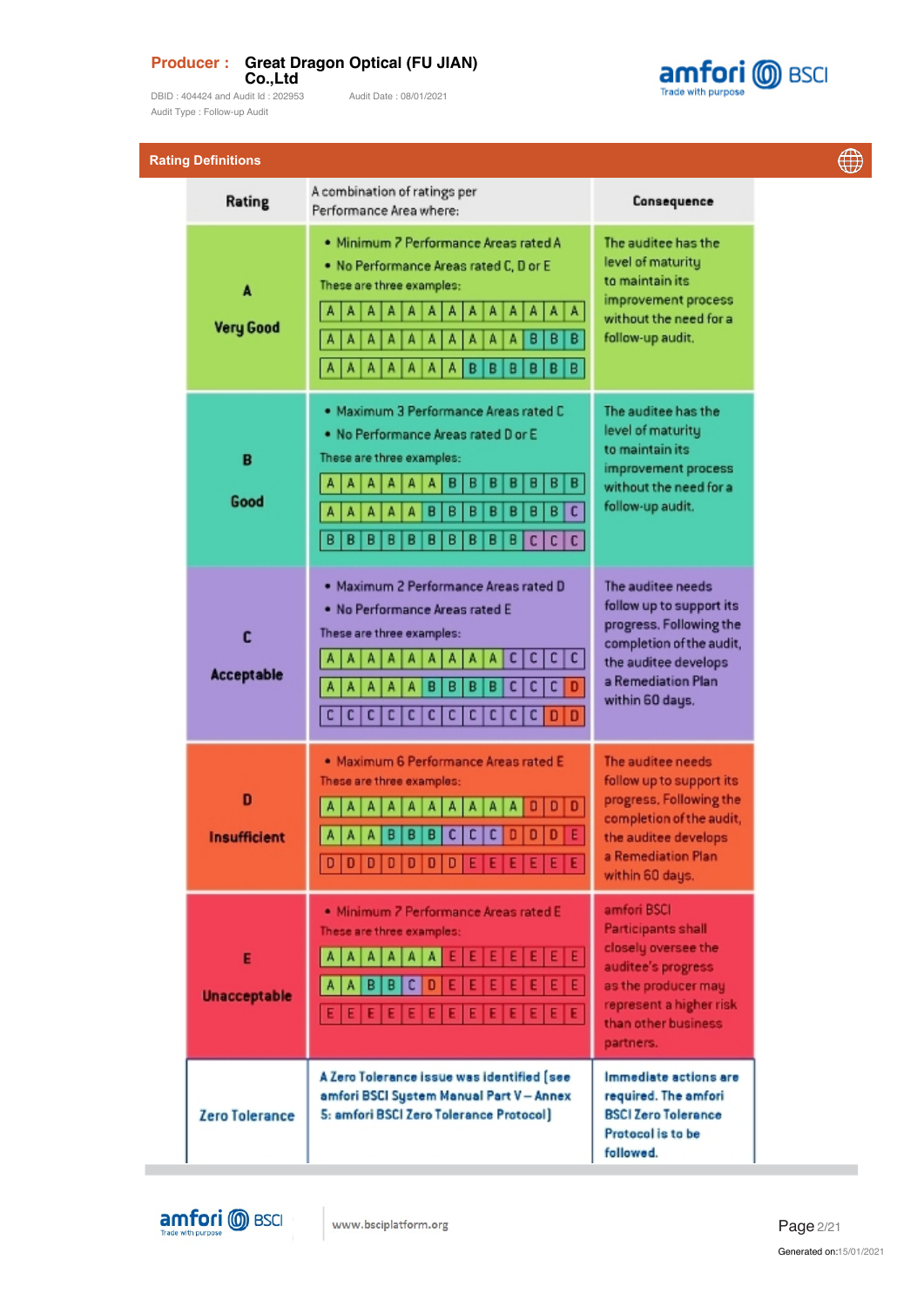**Producer :** **Great Dragon Optical (FU JIAN) Co.,Ltd**

DBID : 404424 and Audit Id : 202953 Audit Date : 08/01/2021

Audit Type : Follow-up Audit

## Rating Definitions

| Rating | A combination of ratings per Performance Area where: | Consequence |
|---|---|---|
| **A** **Very Good** | • Minimum 7 Performance Areas rated A<br>• No Performance Areas rated C, D or E<br>These are three examples:<br>A A A A A A A A A A A A A<br>A A A A A A A A A A B B B<br>A A A A A A A B B B B B B | The auditee has the level of maturity to maintain its improvement process without the need for a follow-up audit. |
| **B** **Good** | • Maximum 3 Performance Areas rated C<br>• No Performance Areas rated D or E<br>These are three examples:<br>A A A A A A B B B B B B B<br>A A A A A B B B B B B B C<br>B B B B B B B B B B C C C | The auditee has the level of maturity to maintain its improvement process without the need for a follow-up audit. |
| **C** **Acceptable** | • Maximum 2 Performance Areas rated D<br>• No Performance Areas rated E<br>These are three examples:<br>A A A A A A A A A C C C C<br>A A A A A B B B B C C C D<br>C C C C C C C C C C C D D | The auditee needs follow up to support its progress. Following the completion of the audit, the auditee develops a Remediation Plan within 60 days. |
| **D** **Insufficient** | • Maximum 6 Performance Areas rated E<br>These are three examples:<br>A A A A A A A A A A D D D<br>A A A B B B C C C D D D E<br>D D D D D D D E E E E E E | The auditee needs follow up to support its progress. Following the completion of the audit, the auditee develops a Remediation Plan within 60 days. |
| **E** **Unacceptable** | • Minimum 7 Performance Areas rated E<br>These are three examples:<br>A A A A A A E E E E E E E<br>A A B B C D E E E E E E E<br>E E E E E E E E E E E E E | amfori BSCI Participants shall closely oversee the auditee's progress as the producer may represent a higher risk than other business partners. |
| Zero Tolerance | **A Zero Tolerance issue was identified (see amfori BSCI System Manual Part V – Annex 5: amfori BSCI Zero Tolerance Protocol)** | **Immediate actions are required. The amfori BSCI Zero Tolerance Protocol is to be followed.** |

www.bsciplatform.org

Generated on:15/01/2021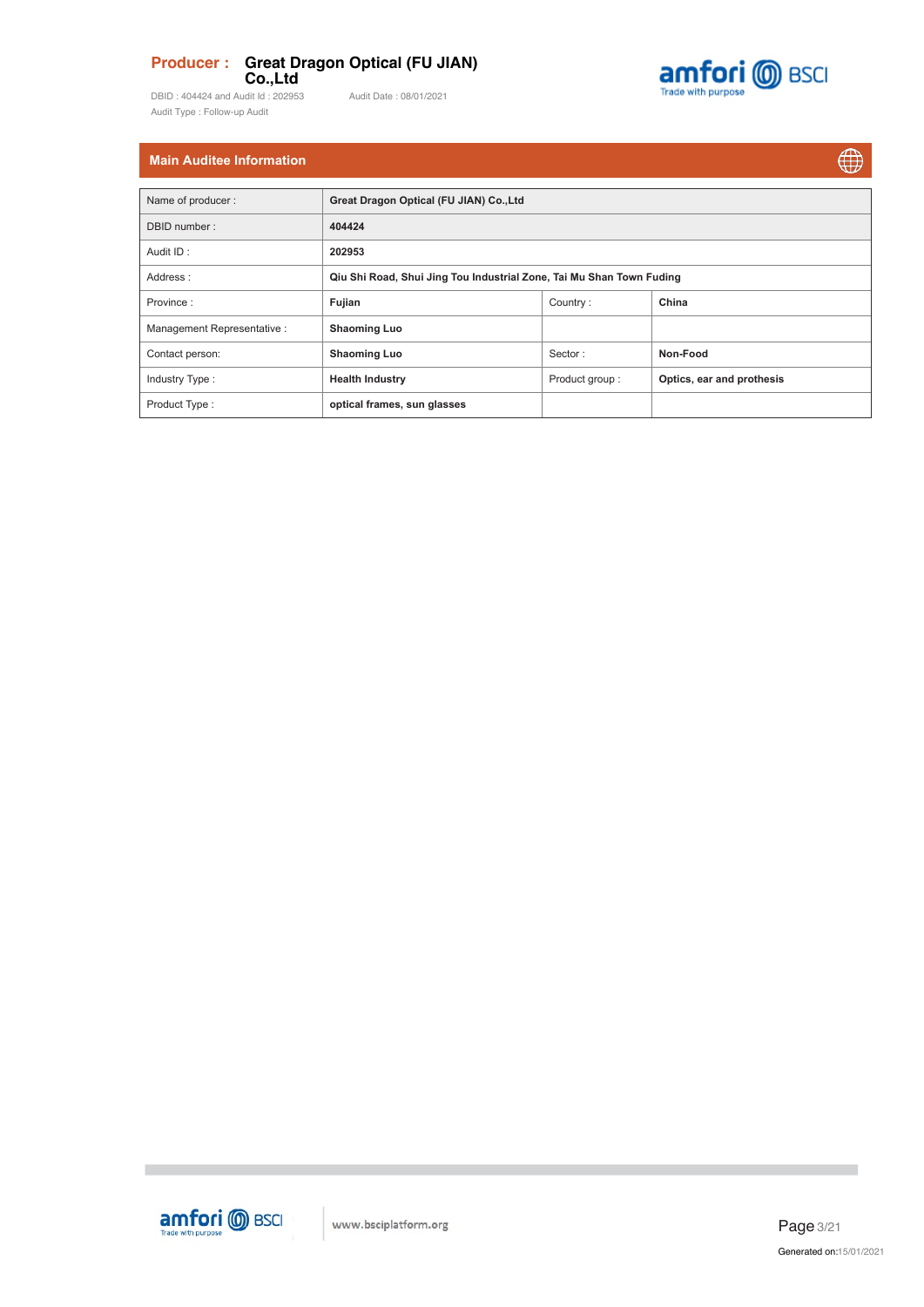## Main Auditee Information

| | | | |
|---|---|---|---|
| Name of producer : | **Great Dragon Optical (FU JIAN) Co.,Ltd** | | |
| DBID number : | **404424** | | |
| Audit ID : | **202953** | | |
| Address : | **Qiu Shi Road, Shui Jing Tou Industrial Zone, Tai Mu Shan Town Fuding** | | |
| Province : | **Fujian** | Country : | **China** |
| Management Representative : | **Shaoming Luo** | | |
| Contact person: | **Shaoming Luo** | Sector : | **Non-Food** |
| Industry Type : | **Health Industry** | Product group : | **Optics, ear and prothesis** |
| Product Type : | **optical frames, sun glasses** | | |